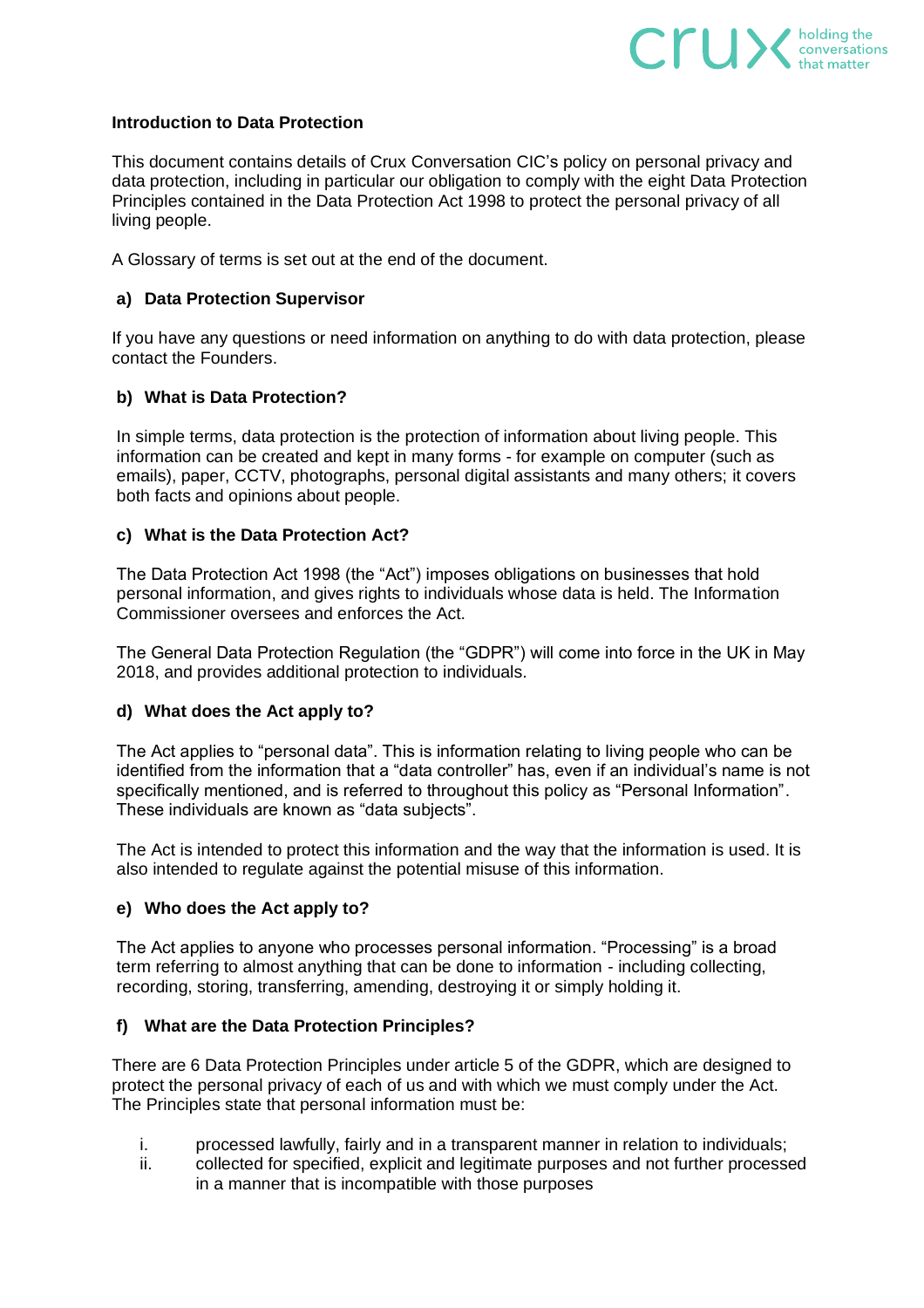## Introduction to Data Protection

This document contains details of Crux Conversation CIC's policy on personal privacy and data protection, including in particular our obligation to comply with the eight Data Protection Principles contained in the Data Protection Act 1998 to protect the personal privacy of all living people.

A Glossary of terms is set out at the end of the document.

### a) Data Protection Supervisor

If you have any questions or need information on anything to do with data protection, please contact the Founders.

### b) What is Data Protection?

In simple terms, data protection is the protection of information about living people. This information can be created and kept in many forms - for example on computer (such as emails), paper, CCTV, photographs, personal digital assistants and many others; it covers both facts and opinions about people.

### c) What is the Data Protection Act?

The Data Protection Act 1998 (the "Act") imposes obligations on businesses that hold personal information, and gives rights to individuals whose data is held. The Information Commissioner oversees and enforces the Act.

The General Data Protection Regulation (the "GDPR") will come into force in the UK in May 2018, and provides additional protection to individuals.

### d) What does the Act apply to?

The Act applies to "personal data". This is information relating to living people who can be identified from the information that a "data controller" has, even if an individual's name is not specifically mentioned, and is referred to throughout this policy as "Personal Information". These individuals are known as "data subjects".

The Act is intended to protect this information and the way that the information is used. It is also intended to regulate against the potential misuse of this information.

### e) Who does the Act apply to?

The Act applies to anyone who processes personal information. "Processing" is a broad term referring to almost anything that can be done to information - including collecting, recording, storing, transferring, amending, destroying it or simply holding it.

### f) What are the Data Protection Principles?

There are 6 Data Protection Principles under article 5 of the GDPR, which are designed to protect the personal privacy of each of us and with which we must comply under the Act. The Principles state that personal information must be:

i. processed lawfully, fairly and in a transparent manner in relation to individuals;
ii. collected for specified, explicit and legitimate purposes and not further processed in a manner that is incompatible with those purposes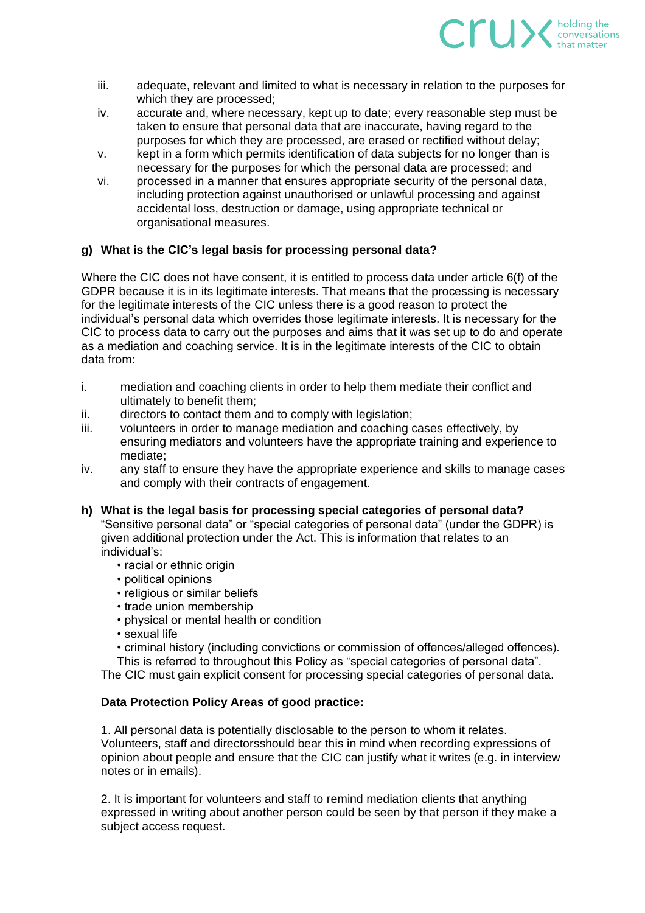iii. adequate, relevant and limited to what is necessary in relation to the purposes for which they are processed;
iv. accurate and, where necessary, kept up to date; every reasonable step must be taken to ensure that personal data that are inaccurate, having regard to the purposes for which they are processed, are erased or rectified without delay;
v. kept in a form which permits identification of data subjects for no longer than is necessary for the purposes for which the personal data are processed; and
vi. processed in a manner that ensures appropriate security of the personal data, including protection against unauthorised or unlawful processing and against accidental loss, destruction or damage, using appropriate technical or organisational measures.

**g) What is the CIC's legal basis for processing personal data?**

Where the CIC does not have consent, it is entitled to process data under article 6(f) of the GDPR because it is in its legitimate interests. That means that the processing is necessary for the legitimate interests of the CIC unless there is a good reason to protect the individual's personal data which overrides those legitimate interests. It is necessary for the CIC to process data to carry out the purposes and aims that it was set up to do and operate as a mediation and coaching service. It is in the legitimate interests of the CIC to obtain data from:

i. mediation and coaching clients in order to help them mediate their conflict and ultimately to benefit them;
ii. directors to contact them and to comply with legislation;
iii. volunteers in order to manage mediation and coaching cases effectively, by ensuring mediators and volunteers have the appropriate training and experience to mediate;
iv. any staff to ensure they have the appropriate experience and skills to manage cases and comply with their contracts of engagement.

**h) What is the legal basis for processing special categories of personal data?**

"Sensitive personal data" or "special categories of personal data" (under the GDPR) is given additional protection under the Act. This is information that relates to an individual's:

- racial or ethnic origin
- political opinions
- religious or similar beliefs
- trade union membership
- physical or mental health or condition
- sexual life
- criminal history (including convictions or commission of offences/alleged offences).

This is referred to throughout this Policy as "special categories of personal data".
The CIC must gain explicit consent for processing special categories of personal data.

**Data Protection Policy Areas of good practice:**

1. All personal data is potentially disclosable to the person to whom it relates. Volunteers, staff and directorsshould bear this in mind when recording expressions of opinion about people and ensure that the CIC can justify what it writes (e.g. in interview notes or in emails).

2. It is important for volunteers and staff to remind mediation clients that anything expressed in writing about another person could be seen by that person if they make a subject access request.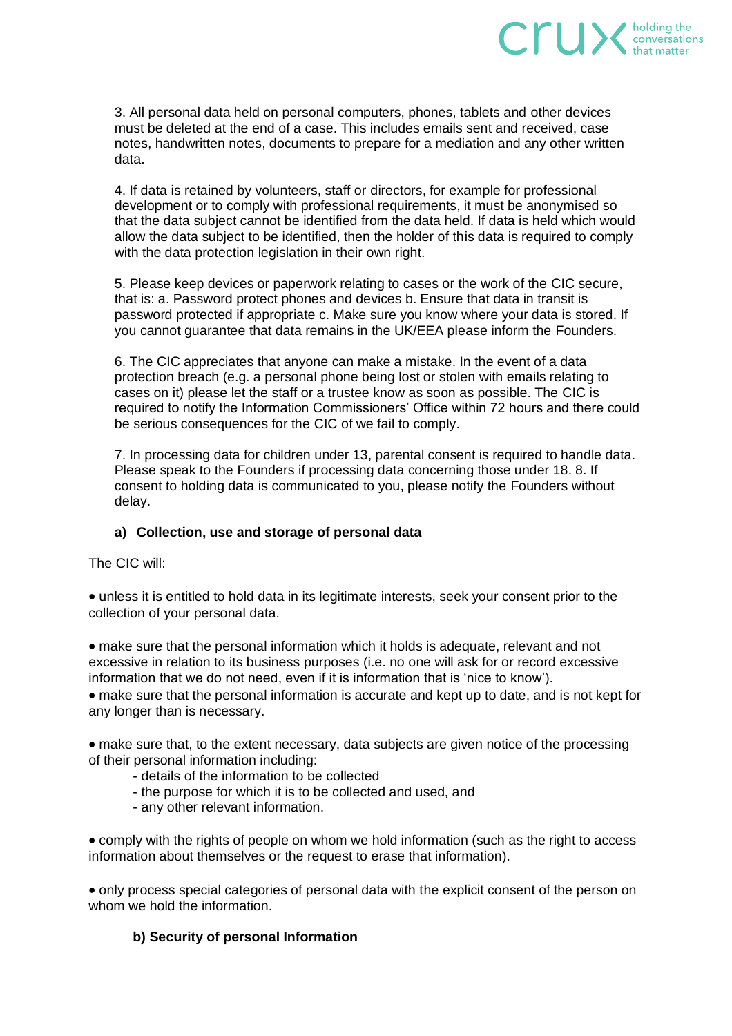3. All personal data held on personal computers, phones, tablets and other devices must be deleted at the end of a case. This includes emails sent and received, case notes, handwritten notes, documents to prepare for a mediation and any other written data.

4. If data is retained by volunteers, staff or directors, for example for professional development or to comply with professional requirements, it must be anonymised so that the data subject cannot be identified from the data held. If data is held which would allow the data subject to be identified, then the holder of this data is required to comply with the data protection legislation in their own right.

5. Please keep devices or paperwork relating to cases or the work of the CIC secure, that is: a. Password protect phones and devices b. Ensure that data in transit is password protected if appropriate c. Make sure you know where your data is stored. If you cannot guarantee that data remains in the UK/EEA please inform the Founders.

6. The CIC appreciates that anyone can make a mistake. In the event of a data protection breach (e.g. a personal phone being lost or stolen with emails relating to cases on it) please let the staff or a trustee know as soon as possible. The CIC is required to notify the Information Commissioners' Office within 72 hours and there could be serious consequences for the CIC of we fail to comply.

7. In processing data for children under 13, parental consent is required to handle data. Please speak to the Founders if processing data concerning those under 18. 8. If consent to holding data is communicated to you, please notify the Founders without delay.

**a) Collection, use and storage of personal data**

The CIC will:

- unless it is entitled to hold data in its legitimate interests, seek your consent prior to the collection of your personal data.

- make sure that the personal information which it holds is adequate, relevant and not excessive in relation to its business purposes (i.e. no one will ask for or record excessive information that we do not need, even if it is information that is 'nice to know').
- make sure that the personal information is accurate and kept up to date, and is not kept for any longer than is necessary.

- make sure that, to the extent necessary, data subjects are given notice of the processing of their personal information including:
  - details of the information to be collected
  - the purpose for which it is to be collected and used, and
  - any other relevant information.

- comply with the rights of people on whom we hold information (such as the right to access information about themselves or the request to erase that information).

- only process special categories of personal data with the explicit consent of the person on whom we hold the information.

**b) Security of personal Information**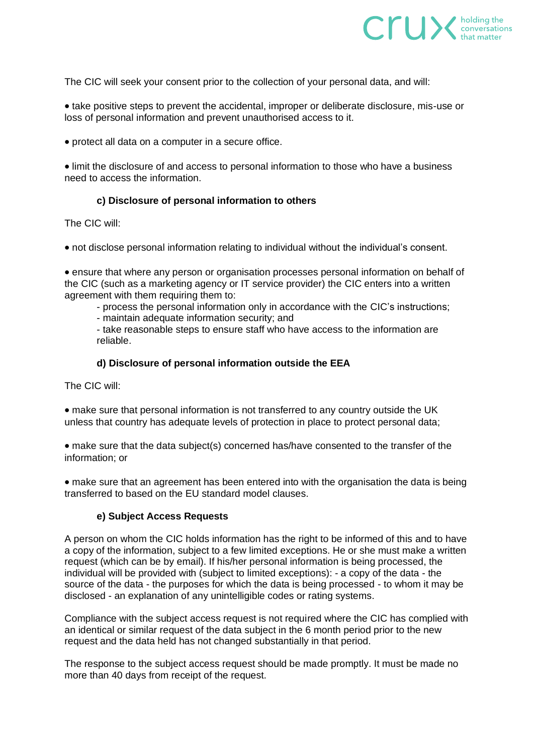The CIC will seek your consent prior to the collection of your personal data, and will:

- take positive steps to prevent the accidental, improper or deliberate disclosure, mis-use or loss of personal information and prevent unauthorised access to it.

- protect all data on a computer in a secure office.

- limit the disclosure of and access to personal information to those who have a business need to access the information.

### c) Disclosure of personal information to others

The CIC will:

- not disclose personal information relating to individual without the individual's consent.

- ensure that where any person or organisation processes personal information on behalf of the CIC (such as a marketing agency or IT service provider) the CIC enters into a written agreement with them requiring them to:
  - process the personal information only in accordance with the CIC's instructions;
  - maintain adequate information security; and
  - take reasonable steps to ensure staff who have access to the information are reliable.

### d) Disclosure of personal information outside the EEA

The CIC will:

- make sure that personal information is not transferred to any country outside the UK unless that country has adequate levels of protection in place to protect personal data;

- make sure that the data subject(s) concerned has/have consented to the transfer of the information; or

- make sure that an agreement has been entered into with the organisation the data is being transferred to based on the EU standard model clauses.

### e) Subject Access Requests

A person on whom the CIC holds information has the right to be informed of this and to have a copy of the information, subject to a few limited exceptions. He or she must make a written request (which can be by email). If his/her personal information is being processed, the individual will be provided with (subject to limited exceptions): - a copy of the data - the source of the data - the purposes for which the data is being processed - to whom it may be disclosed - an explanation of any unintelligible codes or rating systems.

Compliance with the subject access request is not required where the CIC has complied with an identical or similar request of the data subject in the 6 month period prior to the new request and the data held has not changed substantially in that period.

The response to the subject access request should be made promptly. It must be made no more than 40 days from receipt of the request.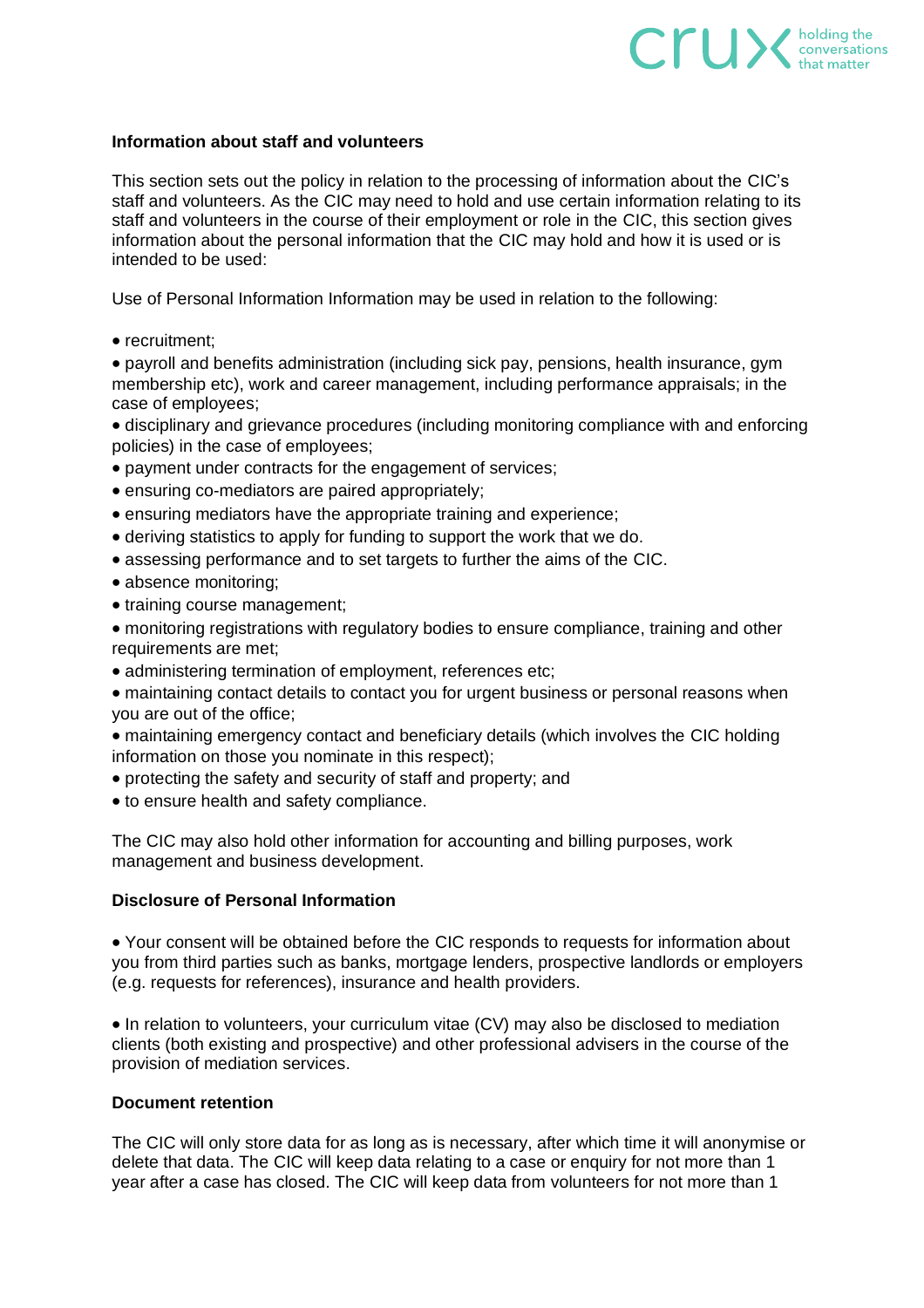**Information about staff and volunteers**

This section sets out the policy in relation to the processing of information about the CIC's staff and volunteers. As the CIC may need to hold and use certain information relating to its staff and volunteers in the course of their employment or role in the CIC, this section gives information about the personal information that the CIC may hold and how it is used or is intended to be used:

Use of Personal Information Information may be used in relation to the following:

- recruitment;
- payroll and benefits administration (including sick pay, pensions, health insurance, gym membership etc), work and career management, including performance appraisals; in the case of employees;
- disciplinary and grievance procedures (including monitoring compliance with and enforcing policies) in the case of employees;
- payment under contracts for the engagement of services;
- ensuring co-mediators are paired appropriately;
- ensuring mediators have the appropriate training and experience;
- deriving statistics to apply for funding to support the work that we do.
- assessing performance and to set targets to further the aims of the CIC.
- absence monitoring;
- training course management;
- monitoring registrations with regulatory bodies to ensure compliance, training and other requirements are met;
- administering termination of employment, references etc;
- maintaining contact details to contact you for urgent business or personal reasons when you are out of the office;
- maintaining emergency contact and beneficiary details (which involves the CIC holding information on those you nominate in this respect);
- protecting the safety and security of staff and property; and
- to ensure health and safety compliance.

The CIC may also hold other information for accounting and billing purposes, work management and business development.

**Disclosure of Personal Information**

- Your consent will be obtained before the CIC responds to requests for information about you from third parties such as banks, mortgage lenders, prospective landlords or employers (e.g. requests for references), insurance and health providers.

- In relation to volunteers, your curriculum vitae (CV) may also be disclosed to mediation clients (both existing and prospective) and other professional advisers in the course of the provision of mediation services.

**Document retention**

The CIC will only store data for as long as is necessary, after which time it will anonymise or delete that data. The CIC will keep data relating to a case or enquiry for not more than 1 year after a case has closed. The CIC will keep data from volunteers for not more than 1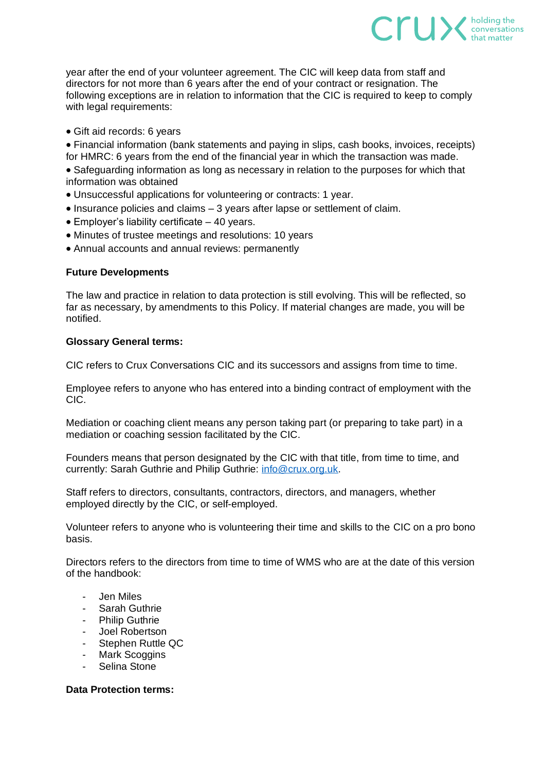year after the end of your volunteer agreement. The CIC will keep data from staff and directors for not more than 6 years after the end of your contract or resignation. The following exceptions are in relation to information that the CIC is required to keep to comply with legal requirements:

- Gift aid records: 6 years
- Financial information (bank statements and paying in slips, cash books, invoices, receipts) for HMRC: 6 years from the end of the financial year in which the transaction was made.
- Safeguarding information as long as necessary in relation to the purposes for which that information was obtained
- Unsuccessful applications for volunteering or contracts: 1 year.
- Insurance policies and claims – 3 years after lapse or settlement of claim.
- Employer's liability certificate – 40 years.
- Minutes of trustee meetings and resolutions: 10 years
- Annual accounts and annual reviews: permanently

**Future Developments**

The law and practice in relation to data protection is still evolving. This will be reflected, so far as necessary, by amendments to this Policy. If material changes are made, you will be notified.

**Glossary General terms:**

CIC refers to Crux Conversations CIC and its successors and assigns from time to time.

Employee refers to anyone who has entered into a binding contract of employment with the CIC.

Mediation or coaching client means any person taking part (or preparing to take part) in a mediation or coaching session facilitated by the CIC.

Founders means that person designated by the CIC with that title, from time to time, and currently: Sarah Guthrie and Philip Guthrie: info@crux.org.uk.

Staff refers to directors, consultants, contractors, directors, and managers, whether employed directly by the CIC, or self-employed.

Volunteer refers to anyone who is volunteering their time and skills to the CIC on a pro bono basis.

Directors refers to the directors from time to time of WMS who are at the date of this version of the handbook:

- Jen Miles
- Sarah Guthrie
- Philip Guthrie
- Joel Robertson
- Stephen Ruttle QC
- Mark Scoggins
- Selina Stone

**Data Protection terms:**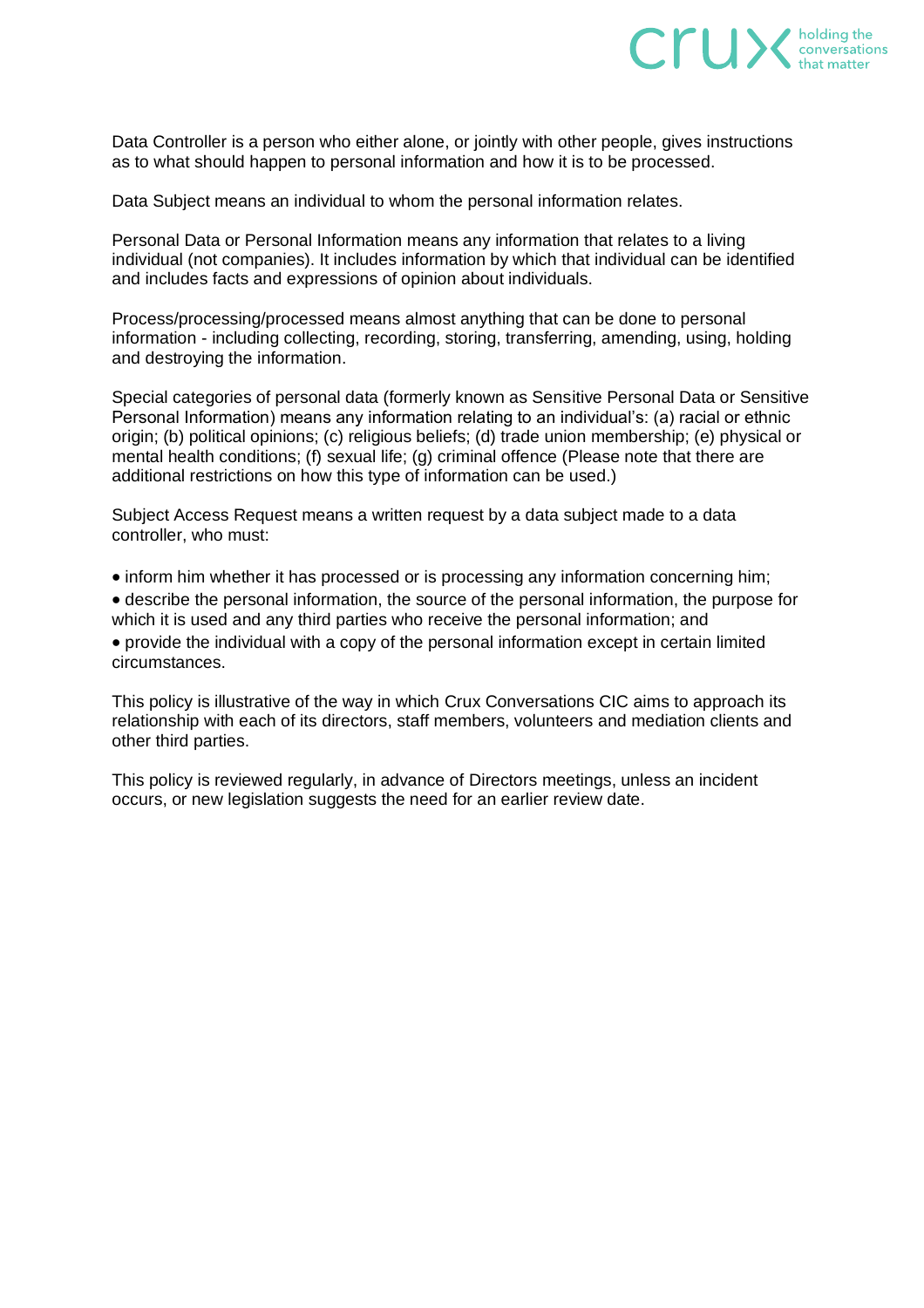Data Controller is a person who either alone, or jointly with other people, gives instructions as to what should happen to personal information and how it is to be processed.

Data Subject means an individual to whom the personal information relates.

Personal Data or Personal Information means any information that relates to a living individual (not companies). It includes information by which that individual can be identified and includes facts and expressions of opinion about individuals.

Process/processing/processed means almost anything that can be done to personal information - including collecting, recording, storing, transferring, amending, using, holding and destroying the information.

Special categories of personal data (formerly known as Sensitive Personal Data or Sensitive Personal Information) means any information relating to an individual's: (a) racial or ethnic origin; (b) political opinions; (c) religious beliefs; (d) trade union membership; (e) physical or mental health conditions; (f) sexual life; (g) criminal offence (Please note that there are additional restrictions on how this type of information can be used.)

Subject Access Request means a written request by a data subject made to a data controller, who must:

- inform him whether it has processed or is processing any information concerning him;
- describe the personal information, the source of the personal information, the purpose for which it is used and any third parties who receive the personal information; and
- provide the individual with a copy of the personal information except in certain limited circumstances.

This policy is illustrative of the way in which Crux Conversations CIC aims to approach its relationship with each of its directors, staff members, volunteers and mediation clients and other third parties.

This policy is reviewed regularly, in advance of Directors meetings, unless an incident occurs, or new legislation suggests the need for an earlier review date.